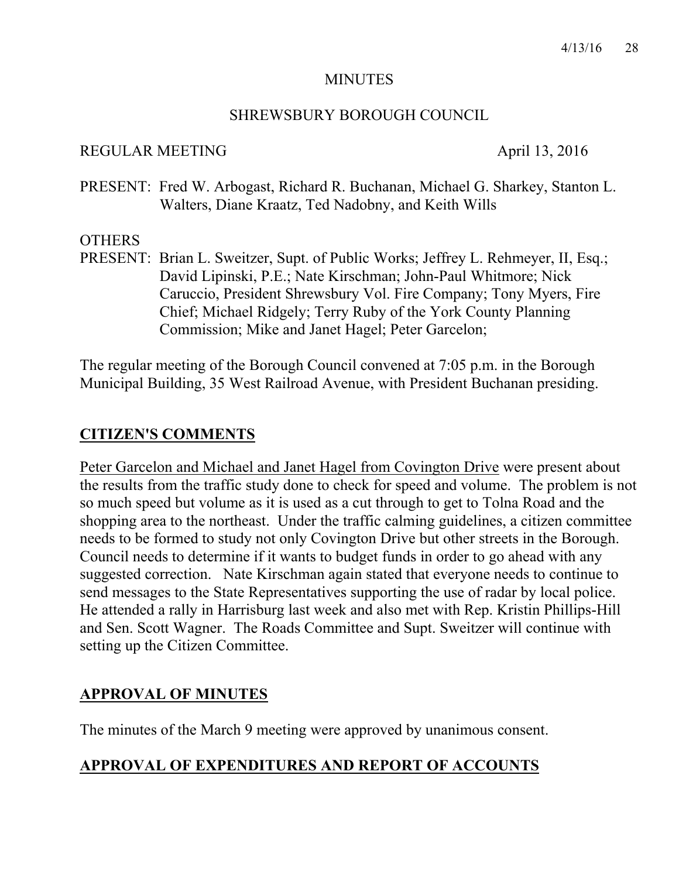# MINUTES

## SHREWSBURY BOROUGH COUNCIL

REGULAR MEETING April 13, 2016

PRESENT: Fred W. Arbogast, Richard R. Buchanan, Michael G. Sharkey, Stanton L. Walters, Diane Kraatz, Ted Nadobny, and Keith Wills

OTHERS
PRESENT: Brian L. Sweitzer, Supt. of Public Works; Jeffrey L. Rehmeyer, II, Esq.; David Lipinski, P.E.; Nate Kirschman; John-Paul Whitmore; Nick Caruccio, President Shrewsbury Vol. Fire Company; Tony Myers, Fire Chief; Michael Ridgely; Terry Ruby of the York County Planning Commission; Mike and Janet Hagel; Peter Garcelon;

The regular meeting of the Borough Council convened at 7:05 p.m. in the Borough Municipal Building, 35 West Railroad Avenue, with President Buchanan presiding.

## CITIZEN'S COMMENTS

Peter Garcelon and Michael and Janet Hagel from Covington Drive were present about the results from the traffic study done to check for speed and volume. The problem is not so much speed but volume as it is used as a cut through to get to Tolna Road and the shopping area to the northeast. Under the traffic calming guidelines, a citizen committee needs to be formed to study not only Covington Drive but other streets in the Borough. Council needs to determine if it wants to budget funds in order to go ahead with any suggested correction. Nate Kirschman again stated that everyone needs to continue to send messages to the State Representatives supporting the use of radar by local police. He attended a rally in Harrisburg last week and also met with Rep. Kristin Phillips-Hill and Sen. Scott Wagner. The Roads Committee and Supt. Sweitzer will continue with setting up the Citizen Committee.

## APPROVAL OF MINUTES

The minutes of the March 9 meeting were approved by unanimous consent.

## APPROVAL OF EXPENDITURES AND REPORT OF ACCOUNTS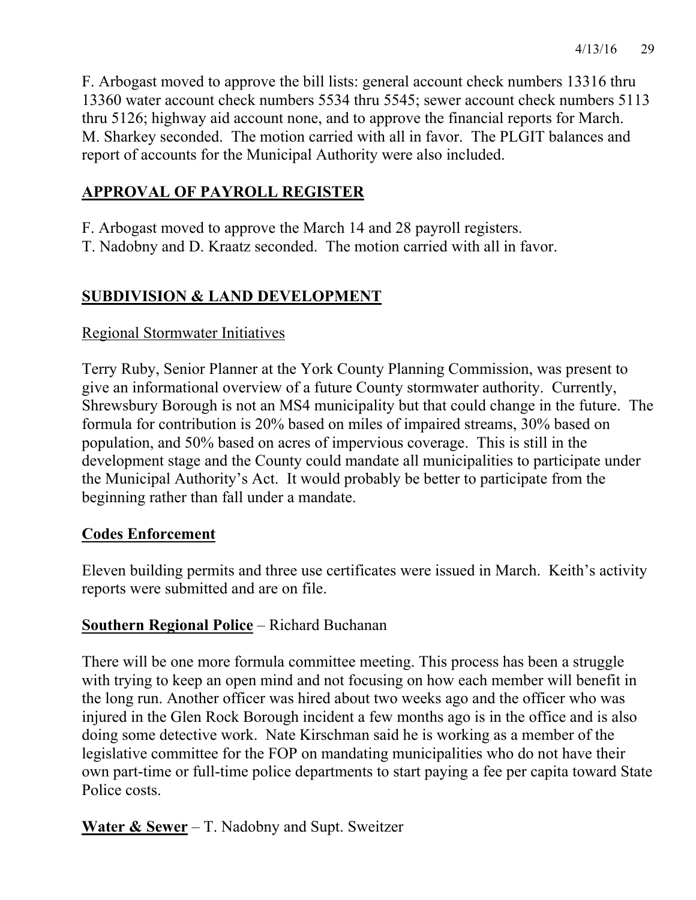F. Arbogast moved to approve the bill lists: general account check numbers 13316 thru 13360 water account check numbers 5534 thru 5545; sewer account check numbers 5113 thru 5126; highway aid account none, and to approve the financial reports for March. M. Sharkey seconded. The motion carried with all in favor. The PLGIT balances and report of accounts for the Municipal Authority were also included.

## APPROVAL OF PAYROLL REGISTER

F. Arbogast moved to approve the March 14 and 28 payroll registers.
T. Nadobny and D. Kraatz seconded. The motion carried with all in favor.

## SUBDIVISION & LAND DEVELOPMENT

Regional Stormwater Initiatives

Terry Ruby, Senior Planner at the York County Planning Commission, was present to give an informational overview of a future County stormwater authority. Currently, Shrewsbury Borough is not an MS4 municipality but that could change in the future. The formula for contribution is 20% based on miles of impaired streams, 30% based on population, and 50% based on acres of impervious coverage. This is still in the development stage and the County could mandate all municipalities to participate under the Municipal Authority's Act. It would probably be better to participate from the beginning rather than fall under a mandate.

**Codes Enforcement**

Eleven building permits and three use certificates were issued in March. Keith's activity reports were submitted and are on file.

**Southern Regional Police** – Richard Buchanan

There will be one more formula committee meeting. This process has been a struggle with trying to keep an open mind and not focusing on how each member will benefit in the long run. Another officer was hired about two weeks ago and the officer who was injured in the Glen Rock Borough incident a few months ago is in the office and is also doing some detective work. Nate Kirschman said he is working as a member of the legislative committee for the FOP on mandating municipalities who do not have their own part-time or full-time police departments to start paying a fee per capita toward State Police costs.

**Water & Sewer** – T. Nadobny and Supt. Sweitzer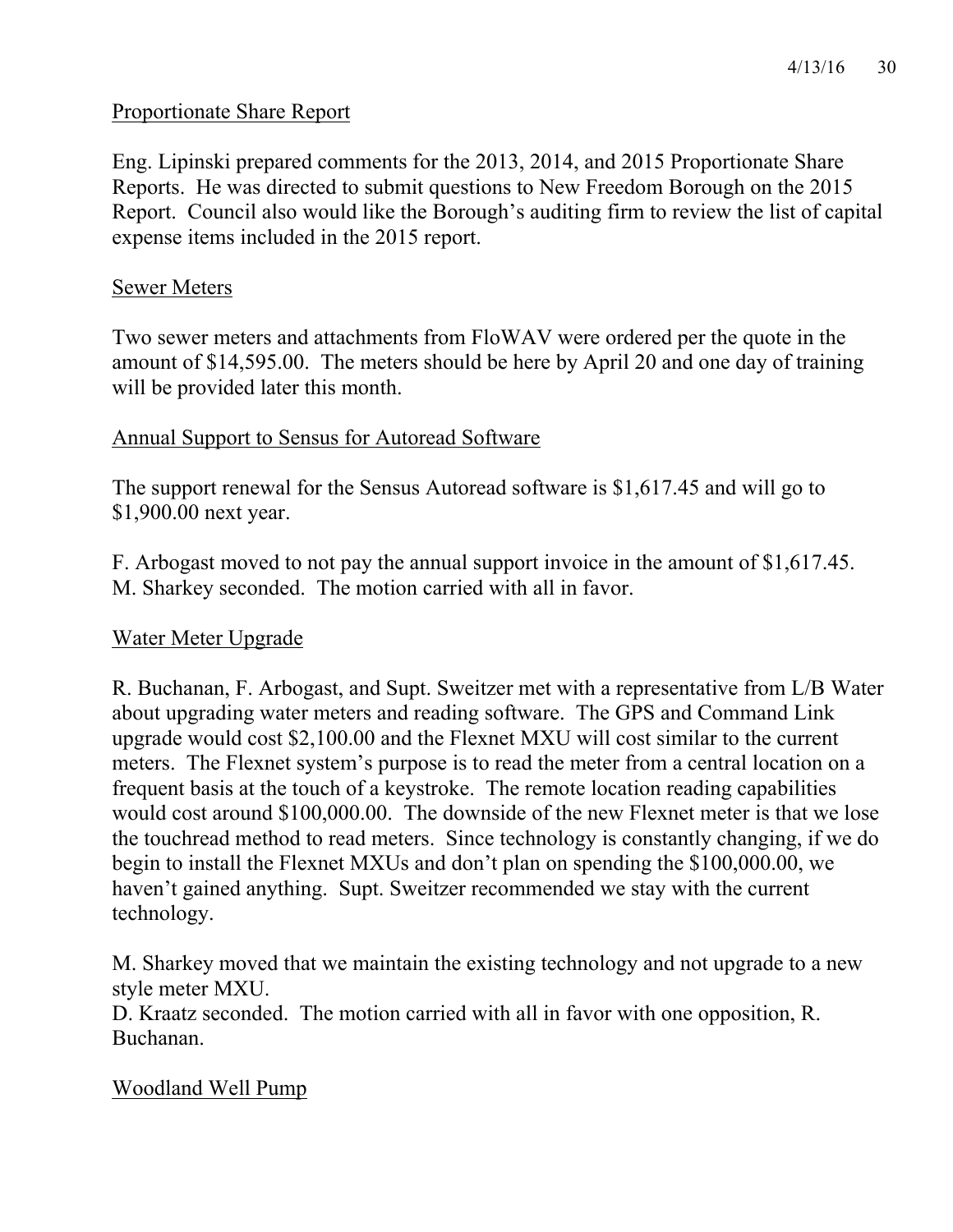## Proportionate Share Report

Eng. Lipinski prepared comments for the 2013, 2014, and 2015 Proportionate Share Reports. He was directed to submit questions to New Freedom Borough on the 2015 Report. Council also would like the Borough's auditing firm to review the list of capital expense items included in the 2015 report.

## Sewer Meters

Two sewer meters and attachments from FloWAV were ordered per the quote in the amount of $14,595.00. The meters should be here by April 20 and one day of training will be provided later this month.

## Annual Support to Sensus for Autoread Software

The support renewal for the Sensus Autoread software is $1,617.45 and will go to $1,900.00 next year.

F. Arbogast moved to not pay the annual support invoice in the amount of $1,617.45. M. Sharkey seconded. The motion carried with all in favor.

## Water Meter Upgrade

R. Buchanan, F. Arbogast, and Supt. Sweitzer met with a representative from L/B Water about upgrading water meters and reading software. The GPS and Command Link upgrade would cost $2,100.00 and the Flexnet MXU will cost similar to the current meters. The Flexnet system's purpose is to read the meter from a central location on a frequent basis at the touch of a keystroke. The remote location reading capabilities would cost around $100,000.00. The downside of the new Flexnet meter is that we lose the touchread method to read meters. Since technology is constantly changing, if we do begin to install the Flexnet MXUs and don't plan on spending the $100,000.00, we haven't gained anything. Supt. Sweitzer recommended we stay with the current technology.

M. Sharkey moved that we maintain the existing technology and not upgrade to a new style meter MXU.
D. Kraatz seconded. The motion carried with all in favor with one opposition, R. Buchanan.

## Woodland Well Pump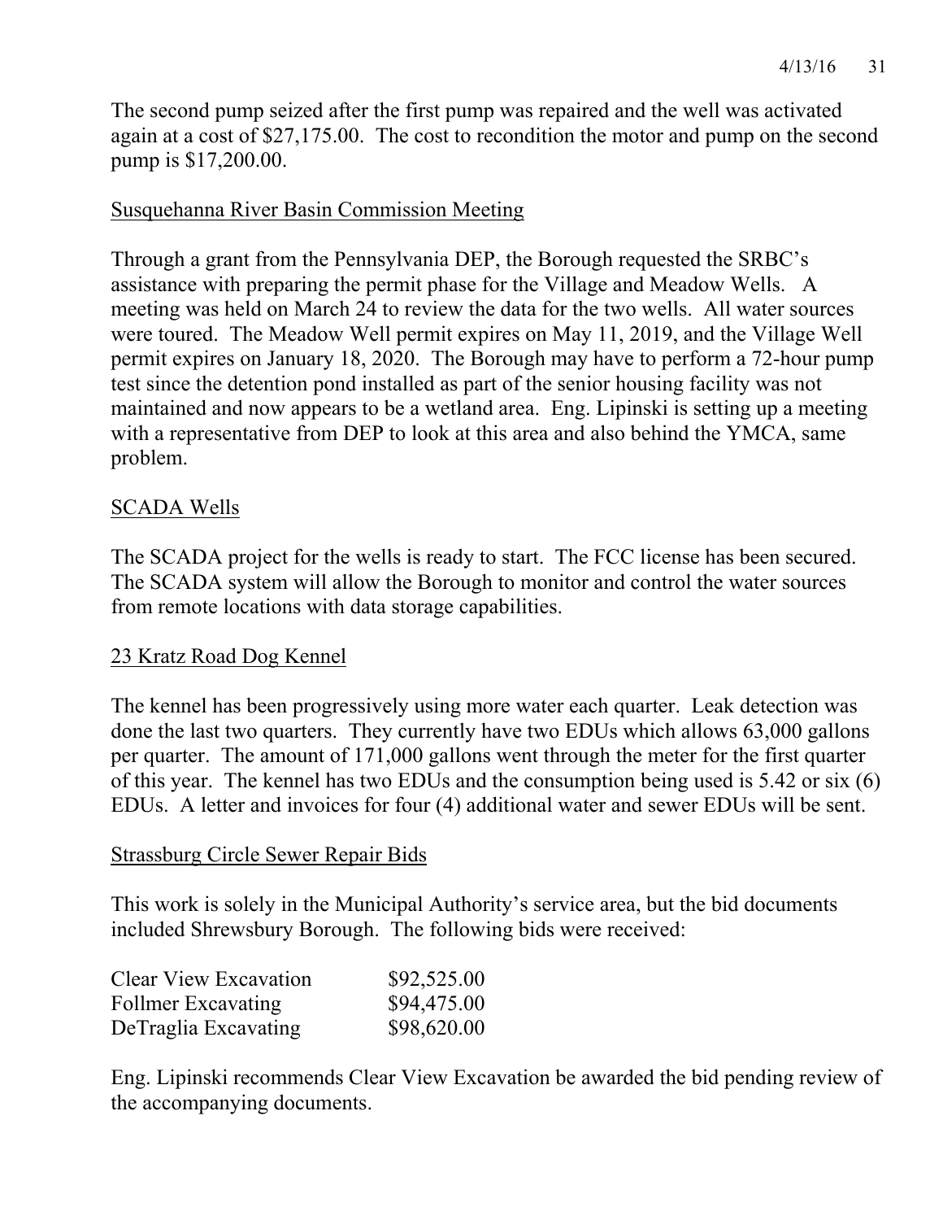The second pump seized after the first pump was repaired and the well was activated again at a cost of $27,175.00. The cost to recondition the motor and pump on the second pump is $17,200.00.

## Susquehanna River Basin Commission Meeting

Through a grant from the Pennsylvania DEP, the Borough requested the SRBC's assistance with preparing the permit phase for the Village and Meadow Wells. A meeting was held on March 24 to review the data for the two wells. All water sources were toured. The Meadow Well permit expires on May 11, 2019, and the Village Well permit expires on January 18, 2020. The Borough may have to perform a 72-hour pump test since the detention pond installed as part of the senior housing facility was not maintained and now appears to be a wetland area. Eng. Lipinski is setting up a meeting with a representative from DEP to look at this area and also behind the YMCA, same problem.

## SCADA Wells

The SCADA project for the wells is ready to start. The FCC license has been secured. The SCADA system will allow the Borough to monitor and control the water sources from remote locations with data storage capabilities.

## 23 Kratz Road Dog Kennel

The kennel has been progressively using more water each quarter. Leak detection was done the last two quarters. They currently have two EDUs which allows 63,000 gallons per quarter. The amount of 171,000 gallons went through the meter for the first quarter of this year. The kennel has two EDUs and the consumption being used is 5.42 or six (6) EDUs. A letter and invoices for four (4) additional water and sewer EDUs will be sent.

## Strassburg Circle Sewer Repair Bids

This work is solely in the Municipal Authority's service area, but the bid documents included Shrewsbury Borough. The following bids were received:

| Bidder | Amount |
|---|---|
| Clear View Excavation | $92,525.00 |
| Follmer Excavating | $94,475.00 |
| DeTraglia Excavating | $98,620.00 |

Eng. Lipinski recommends Clear View Excavation be awarded the bid pending review of the accompanying documents.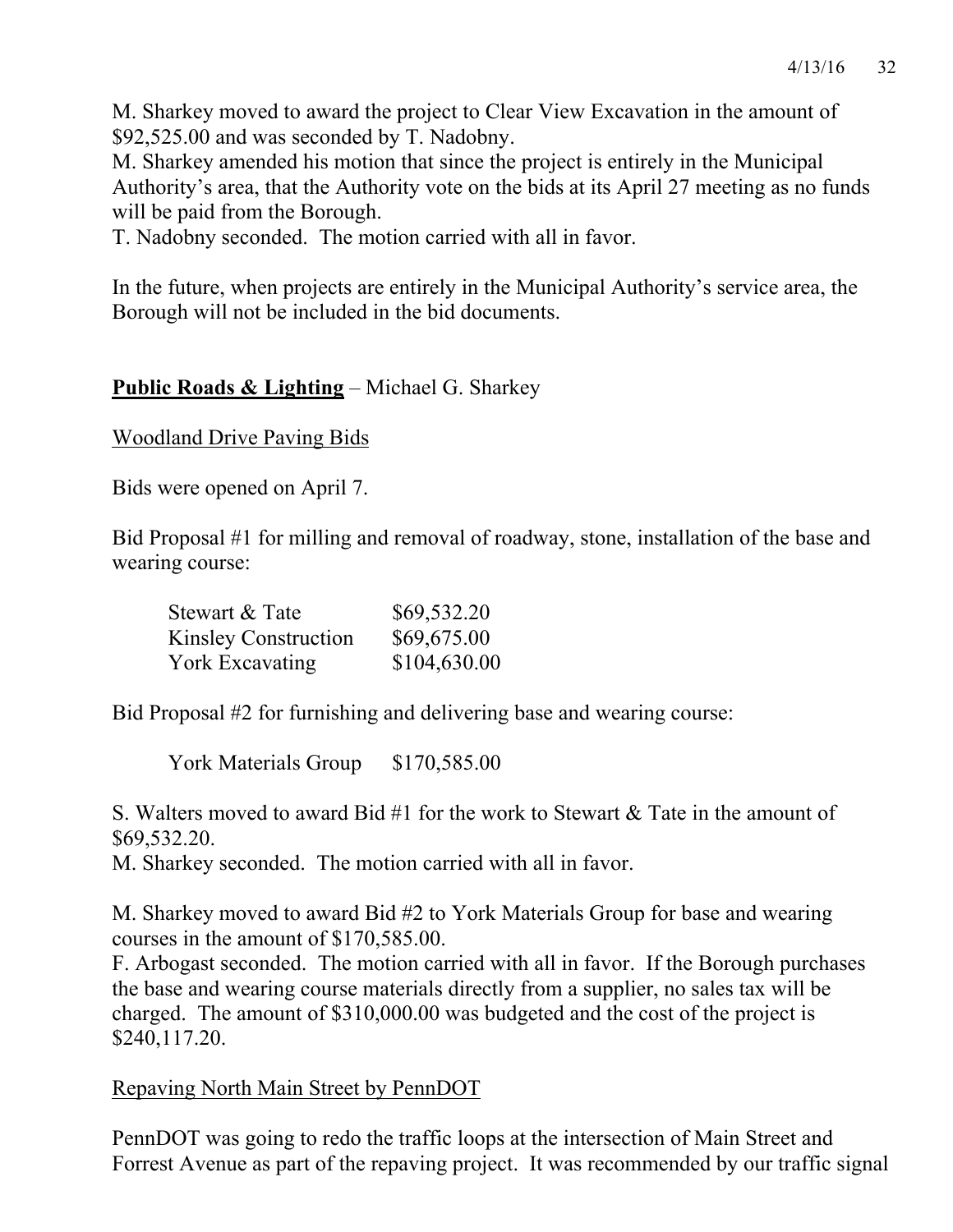M. Sharkey moved to award the project to Clear View Excavation in the amount of $92,525.00 and was seconded by T. Nadobny.

M. Sharkey amended his motion that since the project is entirely in the Municipal Authority's area, that the Authority vote on the bids at its April 27 meeting as no funds will be paid from the Borough.

T. Nadobny seconded. The motion carried with all in favor.

In the future, when projects are entirely in the Municipal Authority's service area, the Borough will not be included in the bid documents.

**<u>Public Roads & Lighting</u>** – Michael G. Sharkey

<u>Woodland Drive Paving Bids</u>

Bids were opened on April 7.

Bid Proposal #1 for milling and removal of roadway, stone, installation of the base and wearing course:

| | |
|---|---|
| Stewart & Tate | $69,532.20 |
| Kinsley Construction | $69,675.00 |
| York Excavating | $104,630.00 |

Bid Proposal #2 for furnishing and delivering base and wearing course:

| | |
|---|---|
| York Materials Group | $170,585.00 |

S. Walters moved to award Bid #1 for the work to Stewart & Tate in the amount of $69,532.20.

M. Sharkey seconded. The motion carried with all in favor.

M. Sharkey moved to award Bid #2 to York Materials Group for base and wearing courses in the amount of $170,585.00.

F. Arbogast seconded. The motion carried with all in favor. If the Borough purchases the base and wearing course materials directly from a supplier, no sales tax will be charged. The amount of $310,000.00 was budgeted and the cost of the project is $240,117.20.

<u>Repaving North Main Street by PennDOT</u>

PennDOT was going to redo the traffic loops at the intersection of Main Street and Forrest Avenue as part of the repaving project. It was recommended by our traffic signal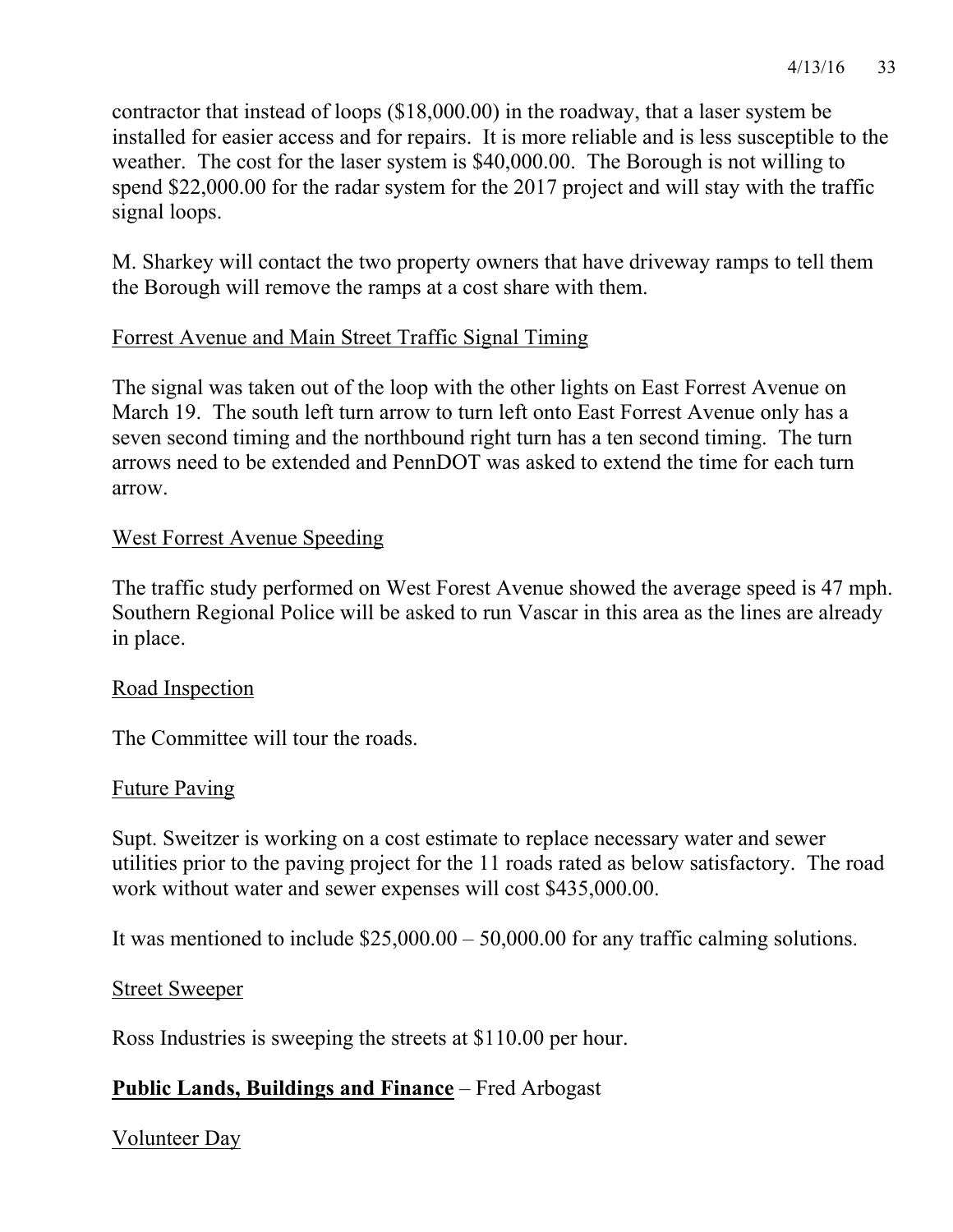contractor that instead of loops ($18,000.00) in the roadway, that a laser system be installed for easier access and for repairs. It is more reliable and is less susceptible to the weather. The cost for the laser system is $40,000.00. The Borough is not willing to spend $22,000.00 for the radar system for the 2017 project and will stay with the traffic signal loops.

M. Sharkey will contact the two property owners that have driveway ramps to tell them the Borough will remove the ramps at a cost share with them.

<u>Forrest Avenue and Main Street Traffic Signal Timing</u>

The signal was taken out of the loop with the other lights on East Forrest Avenue on March 19. The south left turn arrow to turn left onto East Forrest Avenue only has a seven second timing and the northbound right turn has a ten second timing. The turn arrows need to be extended and PennDOT was asked to extend the time for each turn arrow.

<u>West Forrest Avenue Speeding</u>

The traffic study performed on West Forest Avenue showed the average speed is 47 mph. Southern Regional Police will be asked to run Vascar in this area as the lines are already in place.

<u>Road Inspection</u>

The Committee will tour the roads.

<u>Future Paving</u>

Supt. Sweitzer is working on a cost estimate to replace necessary water and sewer utilities prior to the paving project for the 11 roads rated as below satisfactory. The road work without water and sewer expenses will cost $435,000.00.

It was mentioned to include $25,000.00 – 50,000.00 for any traffic calming solutions.

<u>Street Sweeper</u>

Ross Industries is sweeping the streets at $110.00 per hour.

**<u>Public Lands, Buildings and Finance</u>** – Fred Arbogast

<u>Volunteer Day</u>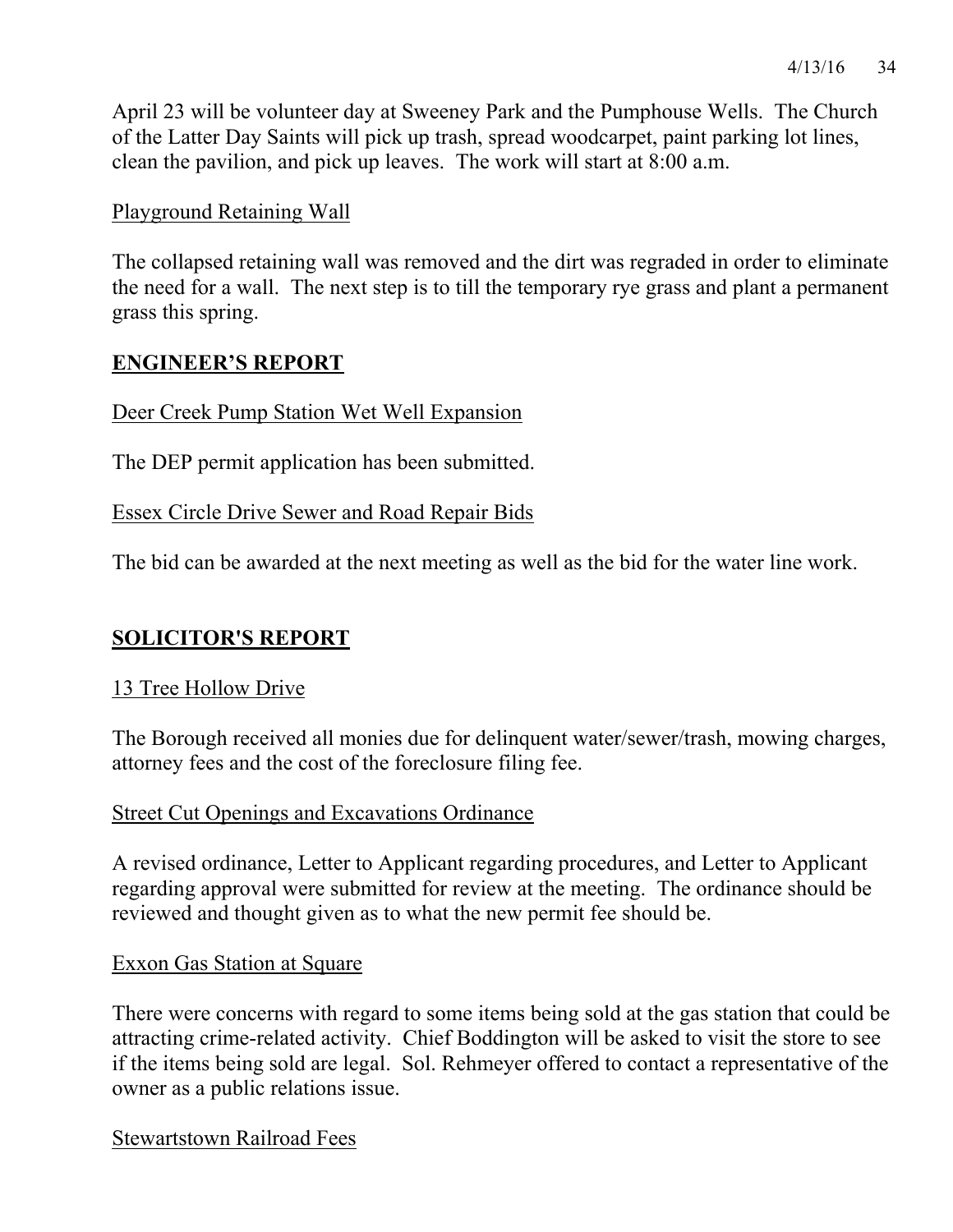April 23 will be volunteer day at Sweeney Park and the Pumphouse Wells. The Church of the Latter Day Saints will pick up trash, spread woodcarpet, paint parking lot lines, clean the pavilion, and pick up leaves. The work will start at 8:00 a.m.

<u>Playground Retaining Wall</u>

The collapsed retaining wall was removed and the dirt was regraded in order to eliminate the need for a wall. The next step is to till the temporary rye grass and plant a permanent grass this spring.

## ENGINEER'S REPORT

<u>Deer Creek Pump Station Wet Well Expansion</u>

The DEP permit application has been submitted.

<u>Essex Circle Drive Sewer and Road Repair Bids</u>

The bid can be awarded at the next meeting as well as the bid for the water line work.

## SOLICITOR'S REPORT

<u>13 Tree Hollow Drive</u>

The Borough received all monies due for delinquent water/sewer/trash, mowing charges, attorney fees and the cost of the foreclosure filing fee.

<u>Street Cut Openings and Excavations Ordinance</u>

A revised ordinance, Letter to Applicant regarding procedures, and Letter to Applicant regarding approval were submitted for review at the meeting. The ordinance should be reviewed and thought given as to what the new permit fee should be.

<u>Exxon Gas Station at Square</u>

There were concerns with regard to some items being sold at the gas station that could be attracting crime-related activity. Chief Boddington will be asked to visit the store to see if the items being sold are legal. Sol. Rehmeyer offered to contact a representative of the owner as a public relations issue.

<u>Stewartstown Railroad Fees</u>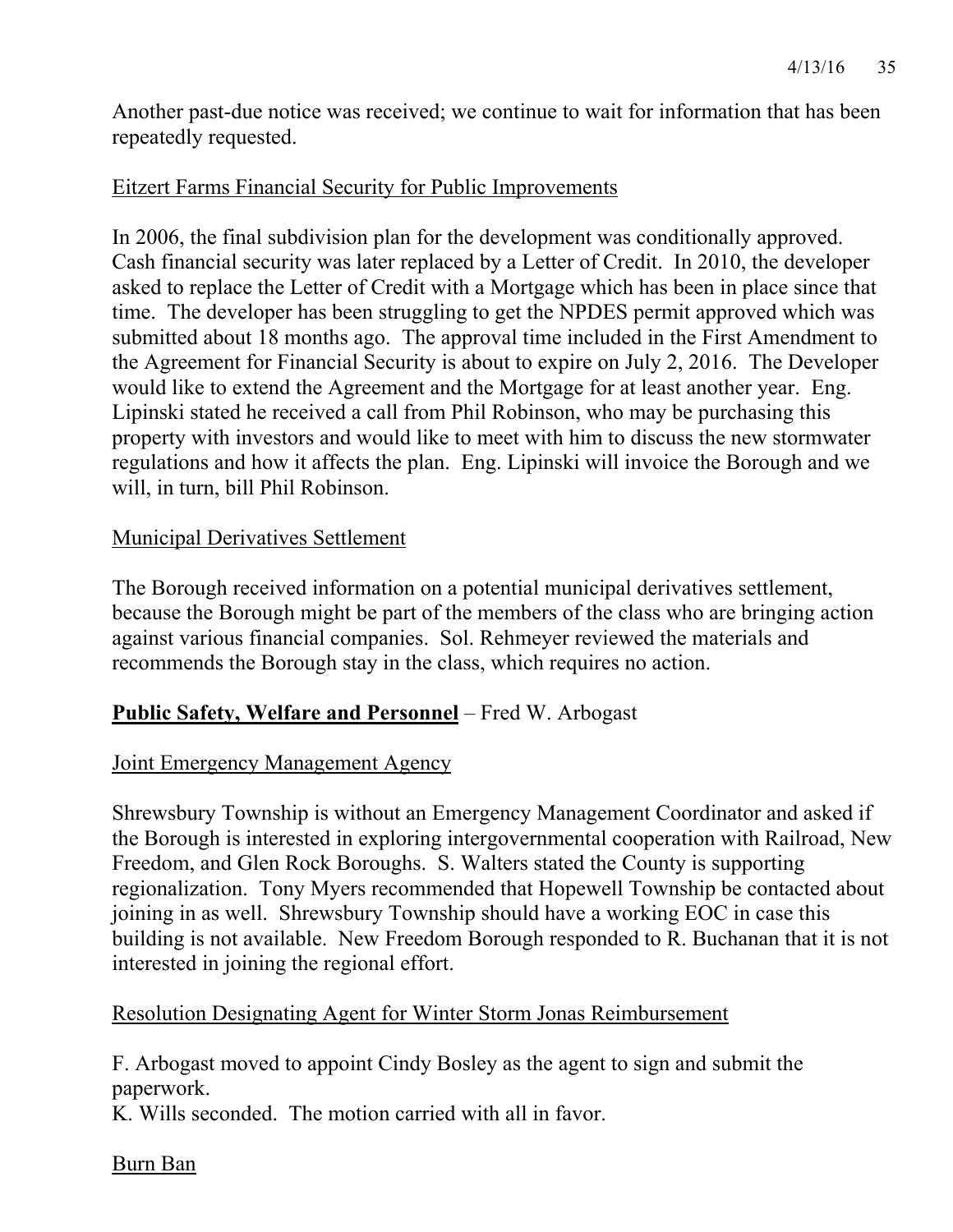Another past-due notice was received; we continue to wait for information that has been repeatedly requested.

Eitzert Farms Financial Security for Public Improvements

In 2006, the final subdivision plan for the development was conditionally approved. Cash financial security was later replaced by a Letter of Credit. In 2010, the developer asked to replace the Letter of Credit with a Mortgage which has been in place since that time. The developer has been struggling to get the NPDES permit approved which was submitted about 18 months ago. The approval time included in the First Amendment to the Agreement for Financial Security is about to expire on July 2, 2016. The Developer would like to extend the Agreement and the Mortgage for at least another year. Eng. Lipinski stated he received a call from Phil Robinson, who may be purchasing this property with investors and would like to meet with him to discuss the new stormwater regulations and how it affects the plan. Eng. Lipinski will invoice the Borough and we will, in turn, bill Phil Robinson.

Municipal Derivatives Settlement

The Borough received information on a potential municipal derivatives settlement, because the Borough might be part of the members of the class who are bringing action against various financial companies. Sol. Rehmeyer reviewed the materials and recommends the Borough stay in the class, which requires no action.

**Public Safety, Welfare and Personnel** – Fred W. Arbogast

Joint Emergency Management Agency

Shrewsbury Township is without an Emergency Management Coordinator and asked if the Borough is interested in exploring intergovernmental cooperation with Railroad, New Freedom, and Glen Rock Boroughs. S. Walters stated the County is supporting regionalization. Tony Myers recommended that Hopewell Township be contacted about joining in as well. Shrewsbury Township should have a working EOC in case this building is not available. New Freedom Borough responded to R. Buchanan that it is not interested in joining the regional effort.

Resolution Designating Agent for Winter Storm Jonas Reimbursement

F. Arbogast moved to appoint Cindy Bosley as the agent to sign and submit the paperwork.
K. Wills seconded. The motion carried with all in favor.

Burn Ban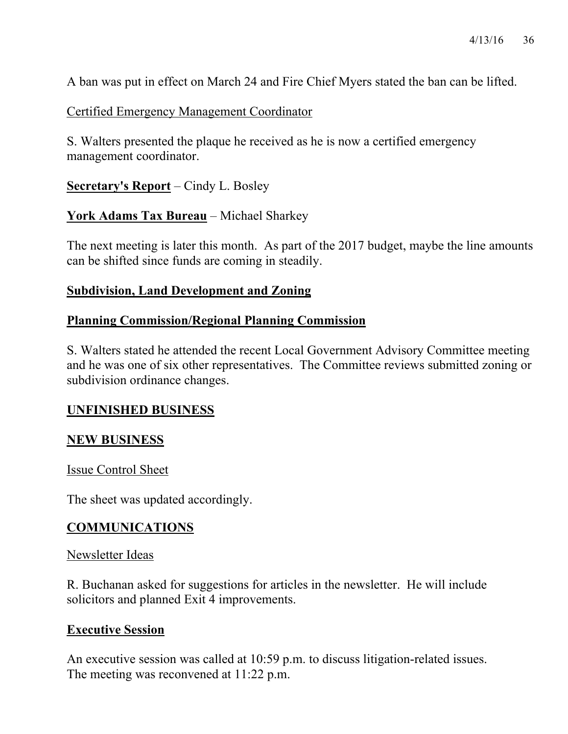A ban was put in effect on March 24 and Fire Chief Myers stated the ban can be lifted.

Certified Emergency Management Coordinator

S. Walters presented the plaque he received as he is now a certified emergency management coordinator.

**Secretary's Report** – Cindy L. Bosley

**York Adams Tax Bureau** – Michael Sharkey

The next meeting is later this month. As part of the 2017 budget, maybe the line amounts can be shifted since funds are coming in steadily.

**Subdivision, Land Development and Zoning**

**Planning Commission/Regional Planning Commission**

S. Walters stated he attended the recent Local Government Advisory Committee meeting and he was one of six other representatives. The Committee reviews submitted zoning or subdivision ordinance changes.

**UNFINISHED BUSINESS**

**NEW BUSINESS**

Issue Control Sheet

The sheet was updated accordingly.

**COMMUNICATIONS**

Newsletter Ideas

R. Buchanan asked for suggestions for articles in the newsletter. He will include solicitors and planned Exit 4 improvements.

**Executive Session**

An executive session was called at 10:59 p.m. to discuss litigation-related issues. The meeting was reconvened at 11:22 p.m.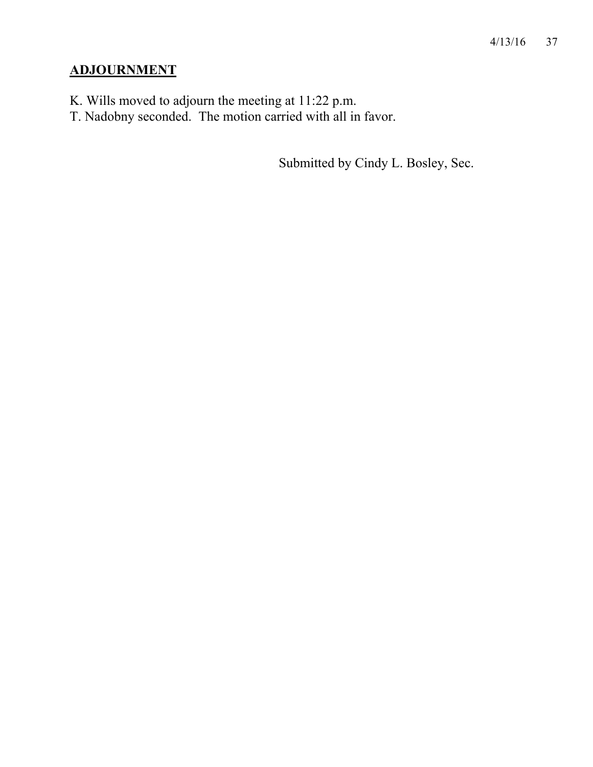## ADJOURNMENT

K. Wills moved to adjourn the meeting at 11:22 p.m.
T. Nadobny seconded. The motion carried with all in favor.

Submitted by Cindy L. Bosley, Sec.